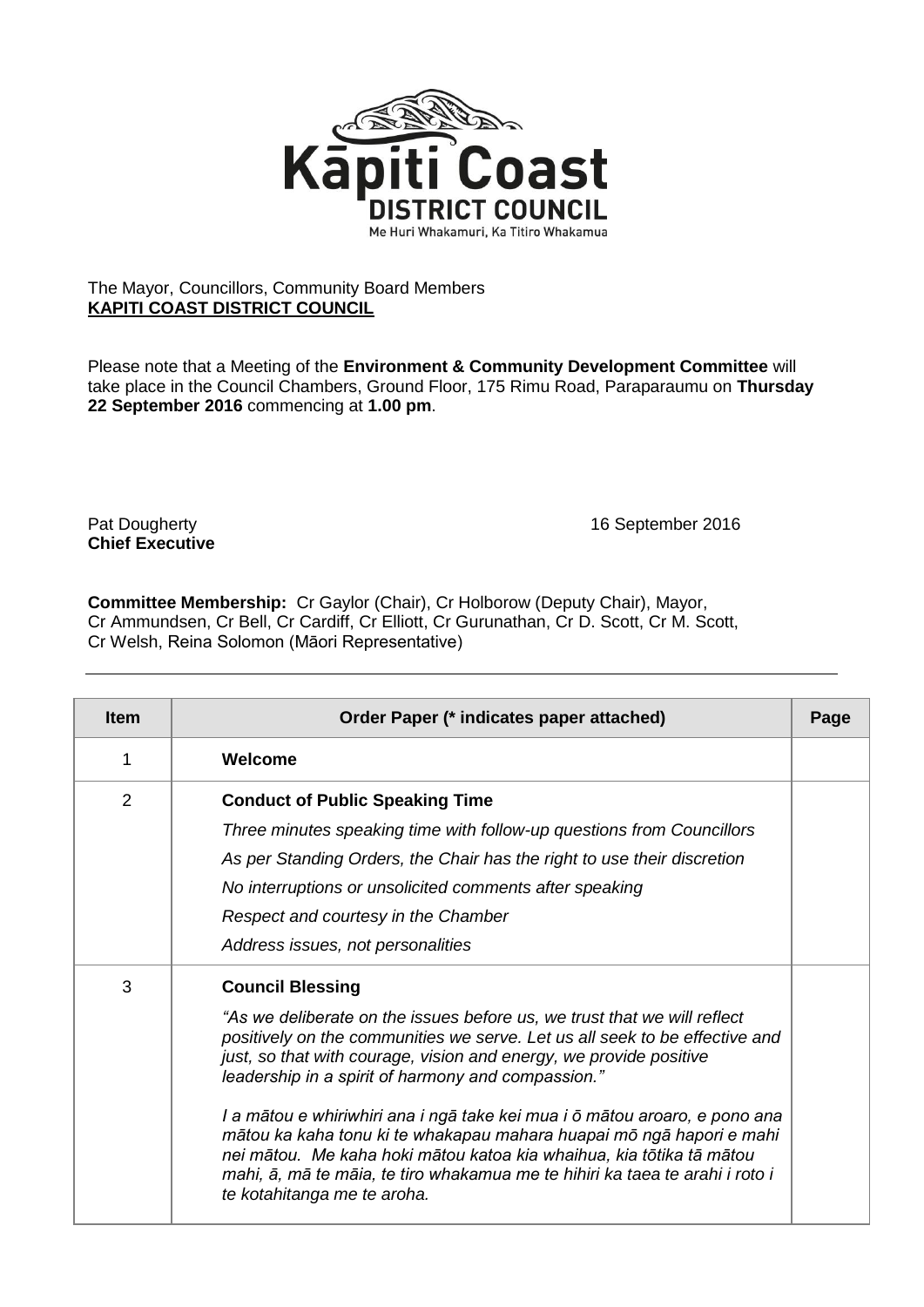Kāpiti Coast
**DISTRICT COUNCIL**
Me Huri Whakamuri, Ka Titiro Whakamua

The Mayor, Councillors, Community Board Members
**KAPITI COAST DISTRICT COUNCIL**

Please note that a Meeting of the **Environment & Community Development Committee** will take place in the Council Chambers, Ground Floor, 175 Rimu Road, Paraparaumu on **Thursday 22 September 2016** commencing at **1.00 pm**.

Pat Dougherty
**Chief Executive**

16 September 2016

**Committee Membership:** Cr Gaylor (Chair), Cr Holborow (Deputy Chair), Mayor, Cr Ammundsen, Cr Bell, Cr Cardiff, Cr Elliott, Cr Gurunathan, Cr D. Scott, Cr M. Scott, Cr Welsh, Reina Solomon (Māori Representative)

| Item | Order Paper (* indicates paper attached) | Page |
|---|---|---|
| 1 | **Welcome** | |
| 2 | **Conduct of Public Speaking Time**<br>*Three minutes speaking time with follow-up questions from Councillors*<br>*As per Standing Orders, the Chair has the right to use their discretion*<br>*No interruptions or unsolicited comments after speaking*<br>*Respect and courtesy in the Chamber*<br>*Address issues, not personalities* | |
| 3 | **Council Blessing**<br>*"As we deliberate on the issues before us, we trust that we will reflect positively on the communities we serve. Let us all seek to be effective and just, so that with courage, vision and energy, we provide positive leadership in a spirit of harmony and compassion."*<br>*I a mātou e whiriwhiri ana i ngā take kei mua i ō mātou aroaro, e pono ana mātou ka kaha tonu ki te whakapau mahara huapai mō ngā hapori e mahi nei mātou. Me kaha hoki mātou katoa kia whaihua, kia tōtika tā mātou mahi, ā, mā te māia, te tiro whakamua me te hihiri ka taea te arahi i roto i te kotahitanga me te aroha.* | |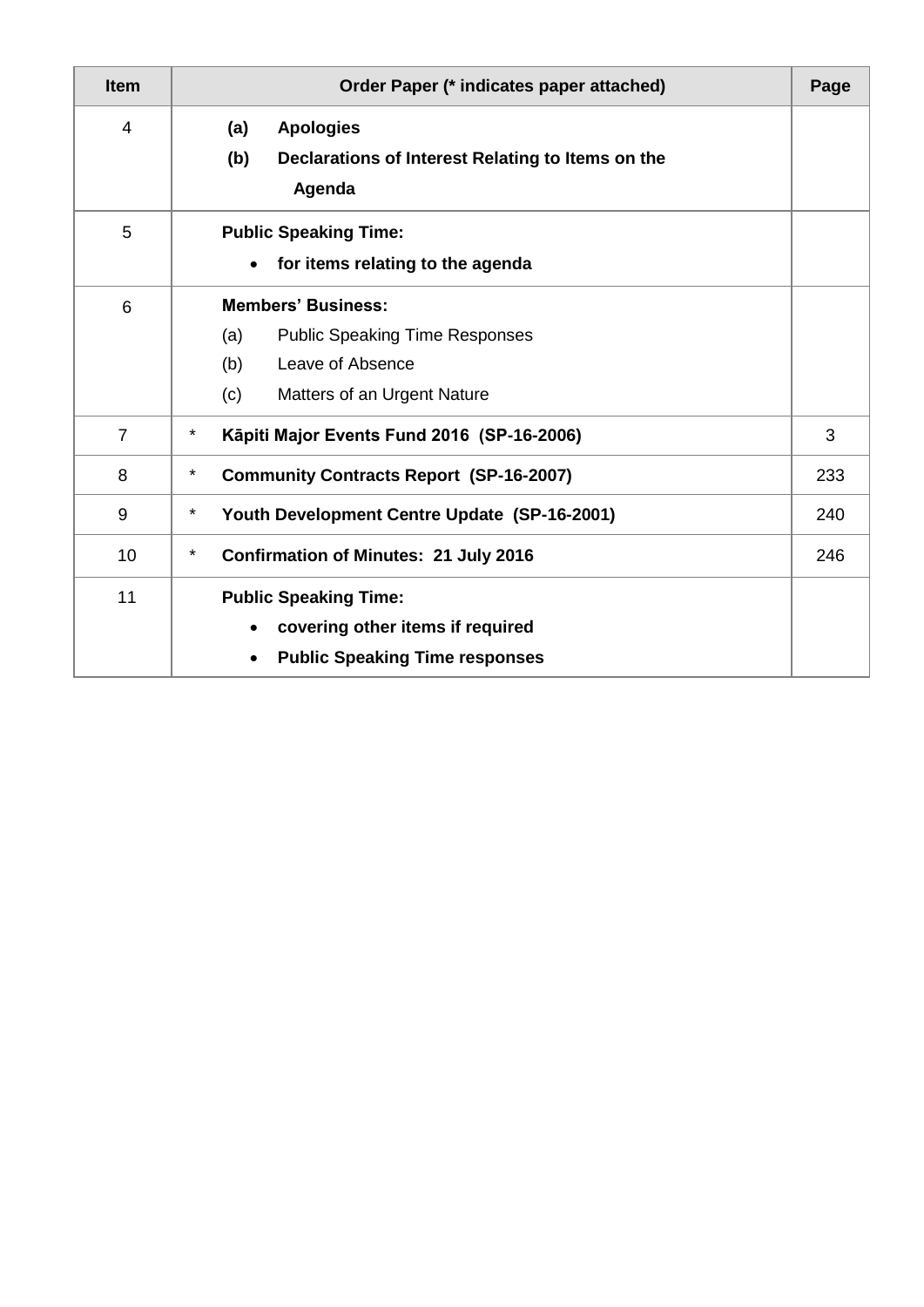| Item | Order Paper (* indicates paper attached) | Page |
|---|---|---|
| 4 | **(a) Apologies**<br>**(b) Declarations of Interest Relating to Items on the Agenda** | |
| 5 | **Public Speaking Time:**<br>• **for items relating to the agenda** | |
| 6 | **Members' Business:**<br>(a) Public Speaking Time Responses<br>(b) Leave of Absence<br>(c) Matters of an Urgent Nature | |
| 7 | * **Kāpiti Major Events Fund 2016 (SP-16-2006)** | 3 |
| 8 | * **Community Contracts Report (SP-16-2007)** | 233 |
| 9 | * **Youth Development Centre Update (SP-16-2001)** | 240 |
| 10 | * **Confirmation of Minutes: 21 July 2016** | 246 |
| 11 | **Public Speaking Time:**<br>• **covering other items if required**<br>• **Public Speaking Time responses** | |